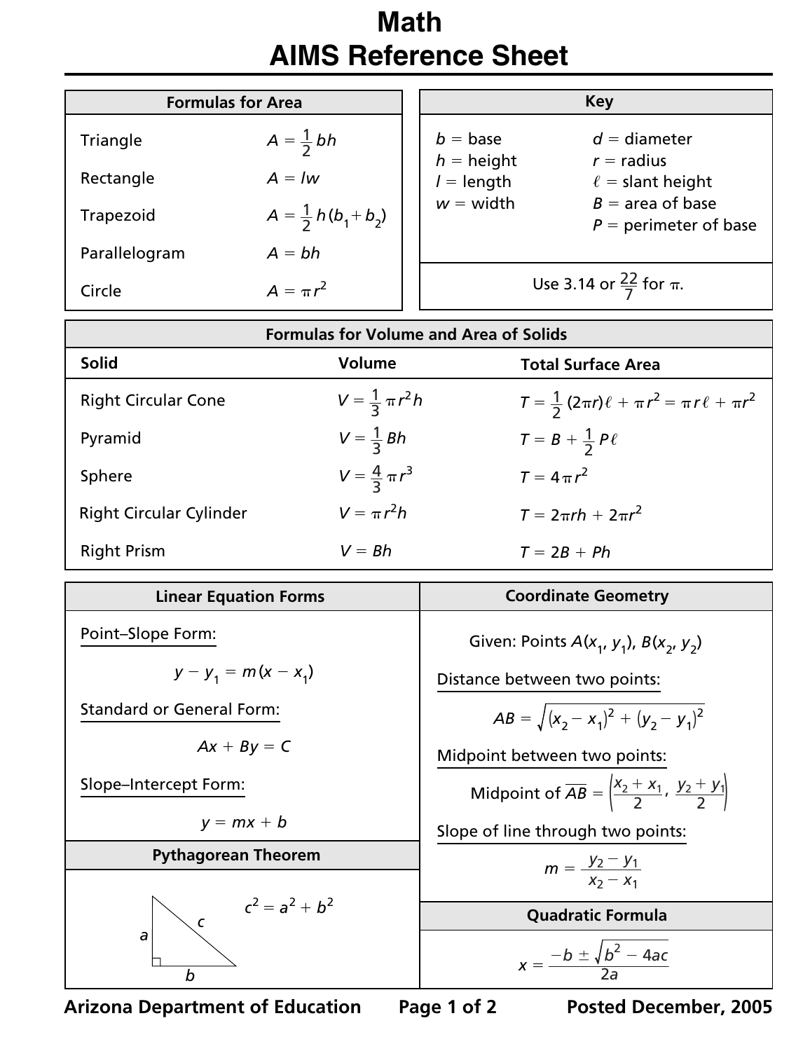# Math
# AIMS Reference Sheet

## Formulas for Area

| Shape | Formula |
|---|---|
| Triangle | $A = \frac{1}{2}bh$ |
| Rectangle | $A = lw$ |
| Trapezoid | $A = \frac{1}{2}h(b_1 + b_2)$ |
| Parallelogram | $A = bh$ |
| Circle | $A = \pi r^2$ |

## Key

| | |
|---|---|
| $b$ = base | $d$ = diameter |
| $h$ = height | $r$ = radius |
| $l$ = length | $\ell$ = slant height |
| $w$ = width | $B$ = area of base |
| | $P$ = perimeter of base |

Use 3.14 or $\frac{22}{7}$ for $\pi$.

## Formulas for Volume and Area of Solids

| Solid | Volume | Total Surface Area |
|---|---|---|
| Right Circular Cone | $V = \frac{1}{3}\pi r^2 h$ | $T = \frac{1}{2}(2\pi r)\ell + \pi r^2 = \pi r \ell + \pi r^2$ |
| Pyramid | $V = \frac{1}{3}Bh$ | $T = B + \frac{1}{2}P\ell$ |
| Sphere | $V = \frac{4}{3}\pi r^3$ | $T = 4\pi r^2$ |
| Right Circular Cylinder | $V = \pi r^2 h$ | $T = 2\pi rh + 2\pi r^2$ |
| Right Prism | $V = Bh$ | $T = 2B + Ph$ |

## Linear Equation Forms

Point–Slope Form:

$$y - y_1 = m(x - x_1)$$

Standard or General Form:

$$Ax + By = C$$

Slope–Intercept Form:

$$y = mx + b$$

## Pythagorean Theorem

$$c^2 = a^2 + b^2$$

## Coordinate Geometry

Given: Points $A(x_1, y_1)$, $B(x_2, y_2)$

Distance between two points:

$$AB = \sqrt{(x_2 - x_1)^2 + (y_2 - y_1)^2}$$

Midpoint between two points:

$$\text{Midpoint of } \overline{AB} = \left(\frac{x_2 + x_1}{2}, \frac{y_2 + y_1}{2}\right)$$

Slope of line through two points:

$$m = \frac{y_2 - y_1}{x_2 - x_1}$$

## Quadratic Formula

$$x = \frac{-b \pm \sqrt{b^2 - 4ac}}{2a}$$

Arizona Department of Education — Posted December, 2005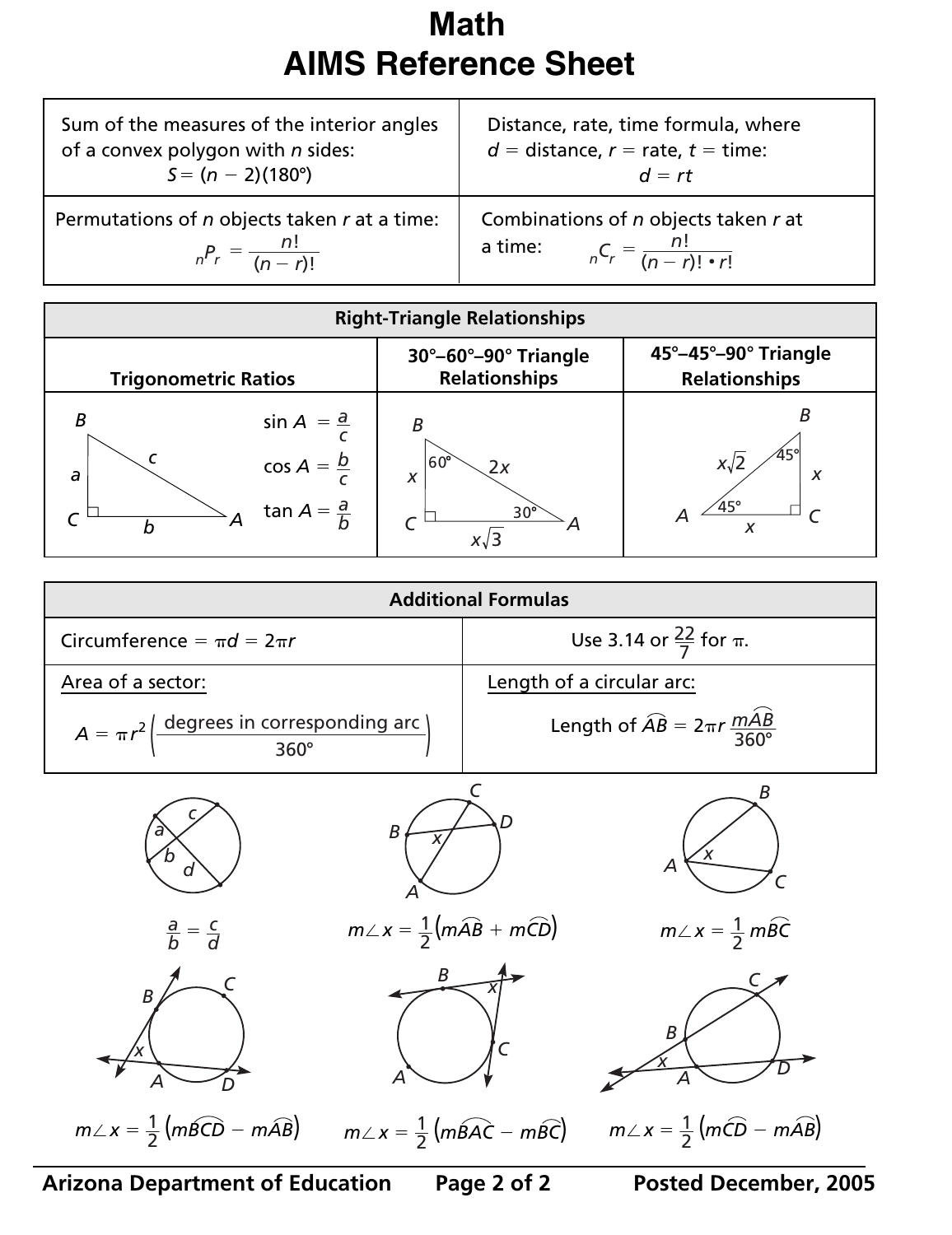# Math
# AIMS Reference Sheet

| | |
|---|---|
| Sum of the measures of the interior angles of a convex polygon with $n$ sides: $S = (n - 2)(180°)$ | Distance, rate, time formula, where $d$ = distance, $r$ = rate, $t$ = time: $d = rt$ |
| Permutations of $n$ objects taken $r$ at a time: ${}_nP_r = \frac{n!}{(n-r)!}$ | Combinations of $n$ objects taken $r$ at a time: ${}_nC_r = \frac{n!}{(n-r)! \cdot r!}$ |

**Right-Triangle Relationships**

| Trigonometric Ratios | 30°–60°–90° Triangle Relationships | 45°–45°–90° Triangle Relationships |
|---|---|---|
| $\sin A = \frac{a}{c}$, $\cos A = \frac{b}{c}$, $\tan A = \frac{a}{b}$ | B: 60°, A: 30°, $BC = x$, $AB = 2x$, $CA = x\sqrt{3}$ | A: 45°, B: 45°, $AC = x$, $BC = x$, $AB = x\sqrt{2}$ |

**Additional Formulas**

| | |
|---|---|
| Circumference $= \pi d = 2\pi r$ | Use 3.14 or $\frac{22}{7}$ for $\pi$. |
| Area of a sector: $A = \pi r^2 \left(\frac{\text{degrees in corresponding arc}}{360°}\right)$ | Length of a circular arc: Length of $\widehat{AB} = 2\pi r \frac{m\widehat{AB}}{360°}$ |

$$\frac{a}{b} = \frac{c}{d}$$

$$m\angle x = \frac{1}{2}\left(m\widehat{AB} + m\widehat{CD}\right)$$

$$m\angle x = \frac{1}{2}\, m\widehat{BC}$$

$$m\angle x = \frac{1}{2}\left(m\widehat{BCD} - m\widehat{AB}\right)$$

$$m\angle x = \frac{1}{2}\left(m\widehat{BAC} - m\widehat{BC}\right)$$

$$m\angle x = \frac{1}{2}\left(m\widehat{CD} - m\widehat{AB}\right)$$

Arizona Department of Education — Posted December, 2005